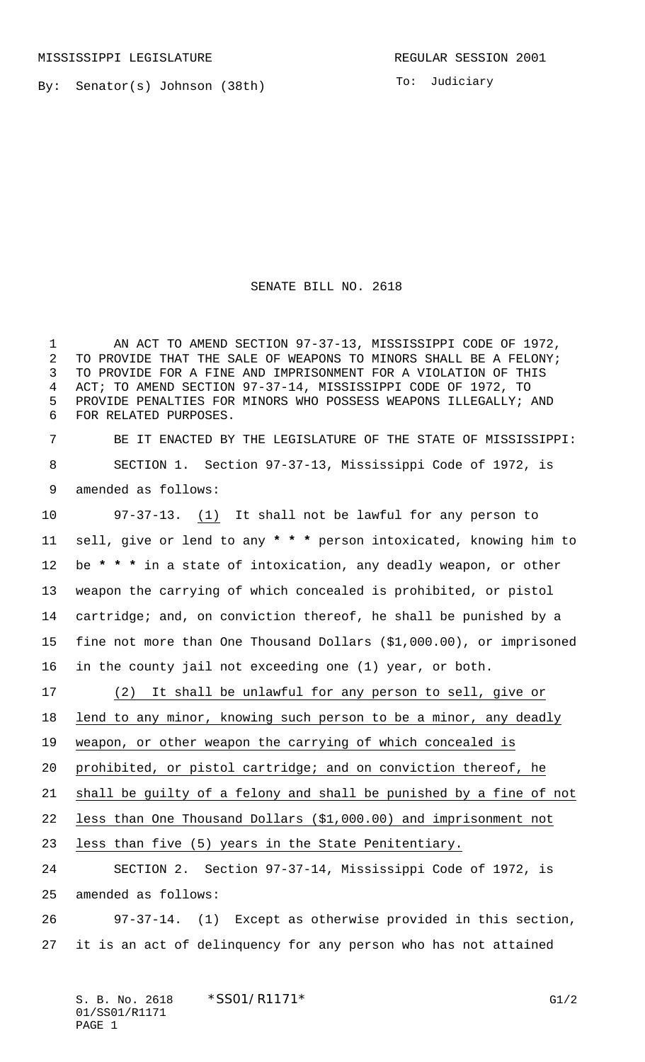MISSISSIPPI LEGISLATURE REGULAR SESSION 2001

By: Senator(s) Johnson (38th)

To: Judiciary

# SENATE BILL NO. 2618

AN ACT TO AMEND SECTION 97-37-13, MISSISSIPPI CODE OF 1972, TO PROVIDE THAT THE SALE OF WEAPONS TO MINORS SHALL BE A FELONY; TO PROVIDE FOR A FINE AND IMPRISONMENT FOR A VIOLATION OF THIS ACT; TO AMEND SECTION 97-37-14, MISSISSIPPI CODE OF 1972, TO PROVIDE PENALTIES FOR MINORS WHO POSSESS WEAPONS ILLEGALLY; AND FOR RELATED PURPOSES.

BE IT ENACTED BY THE LEGISLATURE OF THE STATE OF MISSISSIPPI:

SECTION 1. Section 97-37-13, Mississippi Code of 1972, is amended as follows:

97-37-13. (1) It shall not be lawful for any person to sell, give or lend to any * * * person intoxicated, knowing him to be * * * in a state of intoxication, any deadly weapon, or other weapon the carrying of which concealed is prohibited, or pistol cartridge; and, on conviction thereof, he shall be punished by a fine not more than One Thousand Dollars ($1,000.00), or imprisoned in the county jail not exceeding one (1) year, or both.

(2) It shall be unlawful for any person to sell, give or lend to any minor, knowing such person to be a minor, any deadly weapon, or other weapon the carrying of which concealed is prohibited, or pistol cartridge; and on conviction thereof, he shall be guilty of a felony and shall be punished by a fine of not less than One Thousand Dollars ($1,000.00) and imprisonment not less than five (5) years in the State Penitentiary.

SECTION 2. Section 97-37-14, Mississippi Code of 1972, is amended as follows:

97-37-14. (1) Except as otherwise provided in this section, it is an act of delinquency for any person who has not attained

S. B. No. 2618 *SS01/R1171* G1/2
01/SS01/R1171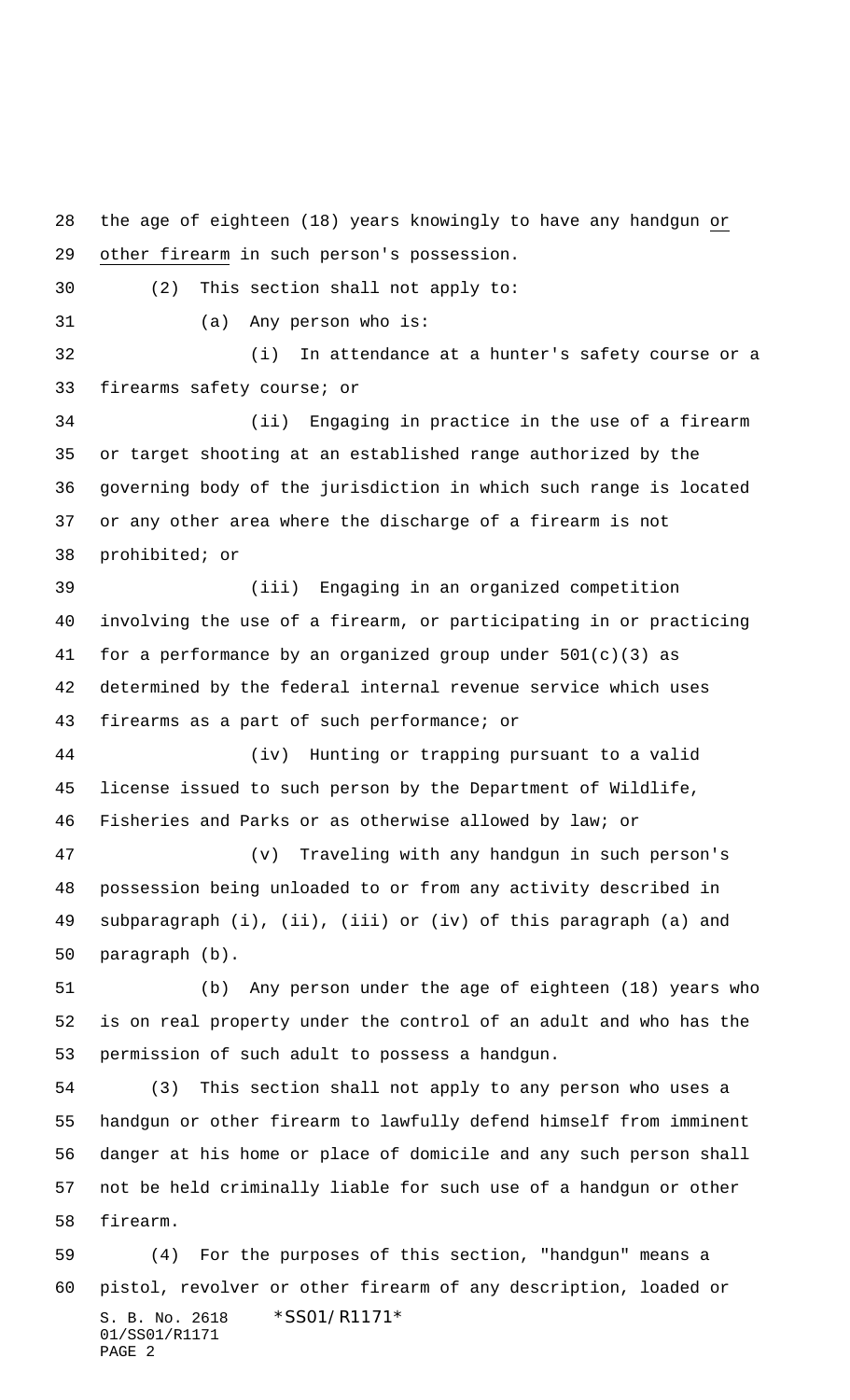the age of eighteen (18) years knowingly to have any handgun <u>or other firearm</u> in such person's possession.

(2) This section shall not apply to:

(a) Any person who is:

(i) In attendance at a hunter's safety course or a firearms safety course; or

(ii) Engaging in practice in the use of a firearm or target shooting at an established range authorized by the governing body of the jurisdiction in which such range is located or any other area where the discharge of a firearm is not prohibited; or

(iii) Engaging in an organized competition involving the use of a firearm, or participating in or practicing for a performance by an organized group under 501(c)(3) as determined by the federal internal revenue service which uses firearms as a part of such performance; or

(iv) Hunting or trapping pursuant to a valid license issued to such person by the Department of Wildlife, Fisheries and Parks or as otherwise allowed by law; or

(v) Traveling with any handgun in such person's possession being unloaded to or from any activity described in subparagraph (i), (ii), (iii) or (iv) of this paragraph (a) and paragraph (b).

(b) Any person under the age of eighteen (18) years who is on real property under the control of an adult and who has the permission of such adult to possess a handgun.

(3) This section shall not apply to any person who uses a handgun or other firearm to lawfully defend himself from imminent danger at his home or place of domicile and any such person shall not be held criminally liable for such use of a handgun or other firearm.

(4) For the purposes of this section, "handgun" means a pistol, revolver or other firearm of any description, loaded or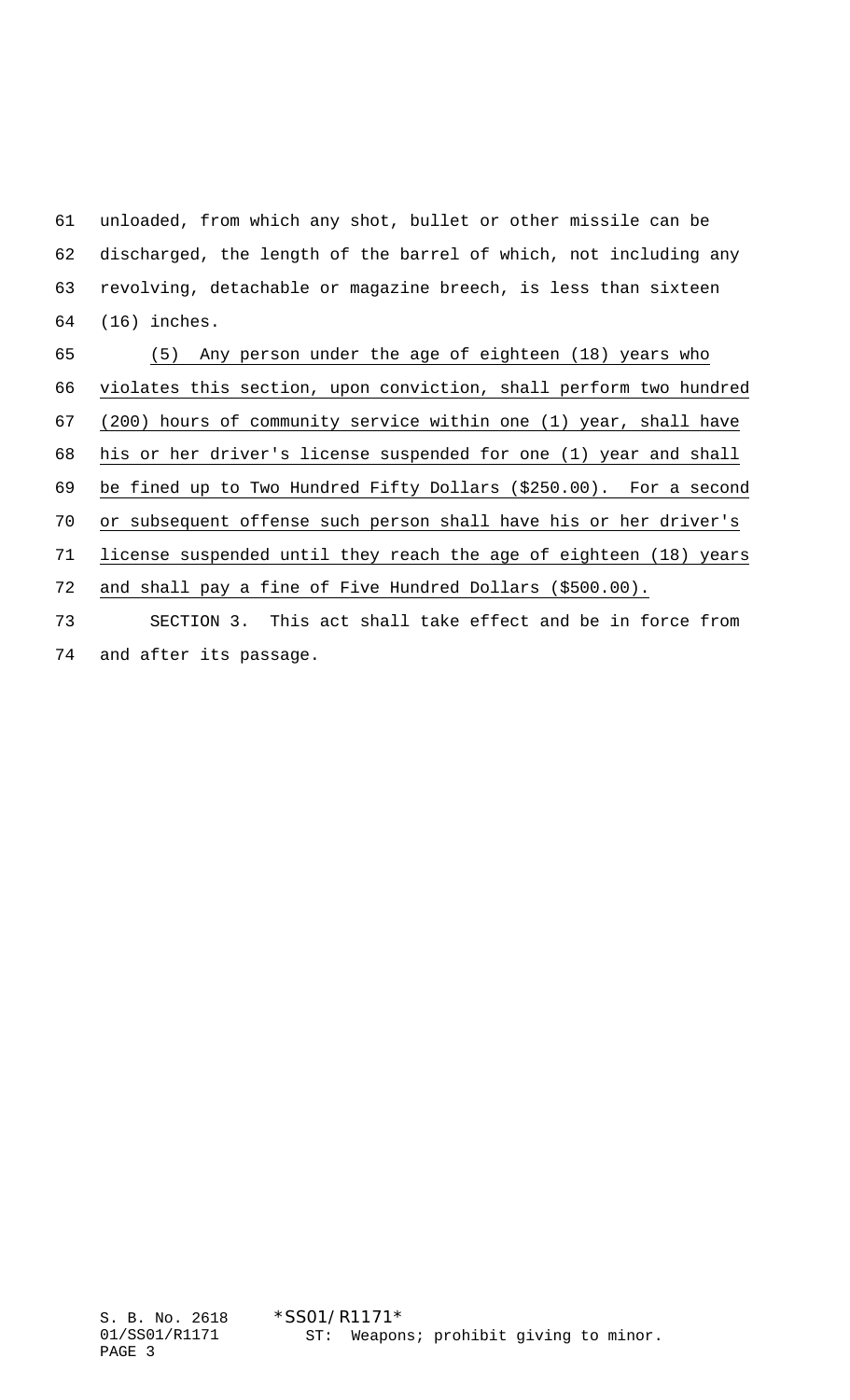unloaded, from which any shot, bullet or other missile can be discharged, the length of the barrel of which, not including any revolving, detachable or magazine breech, is less than sixteen (16) inches.

(5) Any person under the age of eighteen (18) years who violates this section, upon conviction, shall perform two hundred (200) hours of community service within one (1) year, shall have his or her driver's license suspended for one (1) year and shall be fined up to Two Hundred Fifty Dollars ($250.00). For a second or subsequent offense such person shall have his or her driver's license suspended until they reach the age of eighteen (18) years and shall pay a fine of Five Hundred Dollars ($500.00).

SECTION 3. This act shall take effect and be in force from and after its passage.